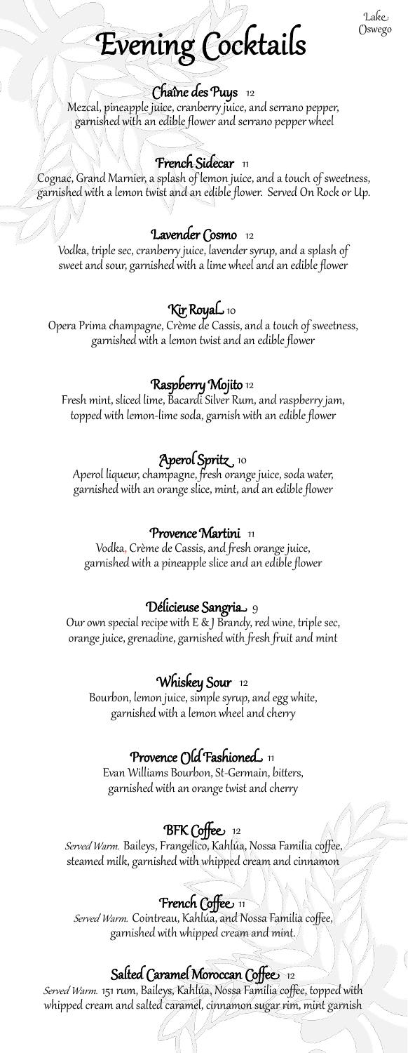Lake Oswego

# Evening Cocktails

## Chaîne des Puys 12

Mezcal, pineapple juice, cranberry juice, and serrano pepper, garnished with an edible flower and serrano pepper wheel

## French Sidecar 11

Cognac, Grand Marnier, a splash of lemon juice, and a touch of sweetness, garnished with a lemon twist and an edible flower. Served On Rock or Up.

## Lavender Cosmo 12

Vodka, triple sec, cranberry juice, lavender syrup, and a splash of sweet and sour, garnished with a lime wheel and an edible flower

## Kir Royal 10

Opera Prima champagne, Crème de Cassis, and a touch of sweetness, garnished with a lemon twist and an edible flower

## Raspberry Mojito 12

Fresh mint, sliced lime, Bacardi Silver Rum, and raspberry jam, topped with lemon-lime soda, garnish with an edible flower

## Aperol Spritz 10

Aperol liqueur, champagne, fresh orange juice, soda water, garnished with an orange slice, mint, and an edible flower

## Provence Martini 11

Vodka, Crème de Cassis, and fresh orange juice, garnished with a pineapple slice and an edible flower

## Délicieuse Sangria 9

Our own special recipe with E & J Brandy, red wine, triple sec, orange juice, grenadine, garnished with fresh fruit and mint

## Whiskey Sour 12

Bourbon, lemon juice, simple syrup, and egg white, garnished with a lemon wheel and cherry

## Provence Old Fashioned 11

Evan Williams Bourbon, St-Germain, bitters, garnished with an orange twist and cherry

## BFK Coffee 12

*Served Warm.* Baileys, Frangelico, Kahlúa, Nossa Familia coffee, steamed milk, garnished with whipped cream and cinnamon

## French Coffee 11

*Served Warm.* Cointreau, Kahlúa, and Nossa Familia coffee, garnished with whipped cream and mint.

## Salted Caramel Moroccan Coffee 12

*Served Warm.* 151 rum, Baileys, Kahlúa, Nossa Familia coffee, topped with whipped cream and salted caramel, cinnamon sugar rim, mint garnish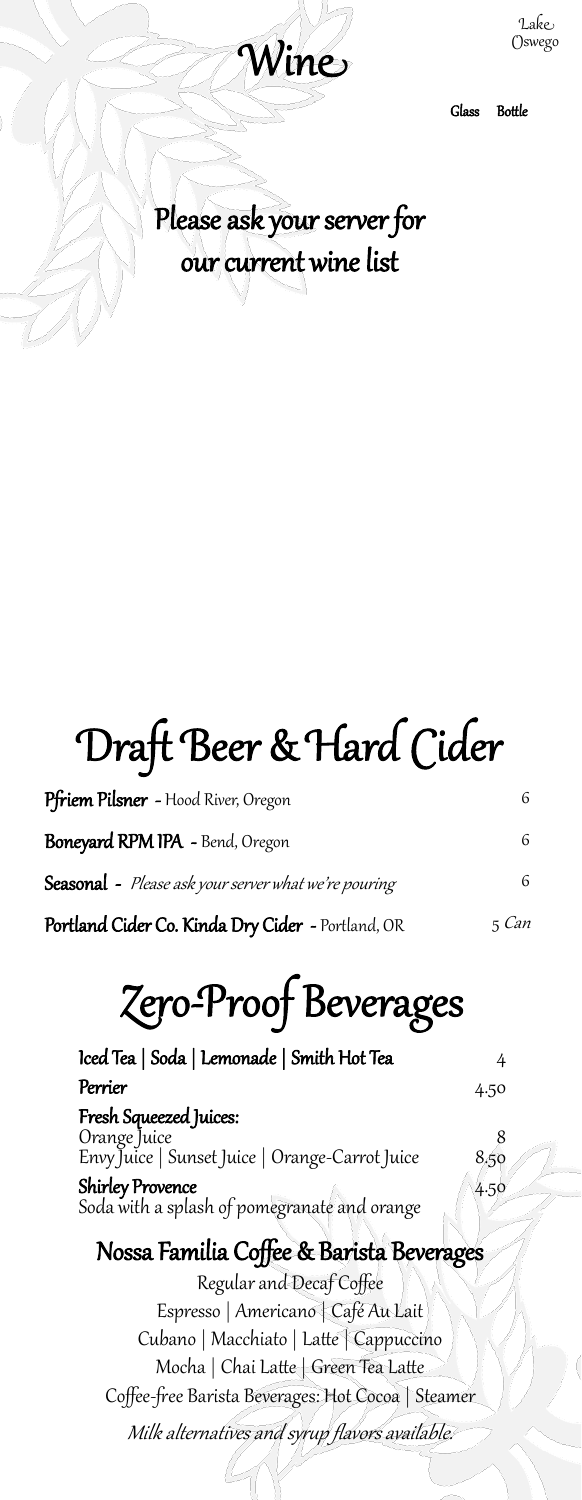# Wine

Lake Oswego

Glass Bottle

Please ask your server for our current wine list

# Draft Beer & Hard Cider

| | |
|---|---|
| **Pfriem Pilsner** - Hood River, Oregon | 6 |
| **Boneyard RPM IPA** - Bend, Oregon | 6 |
| **Seasonal** - *Please ask your server what we're pouring* | 6 |
| **Portland Cider Co. Kinda Dry Cider** - Portland, OR | 5 *Can* |

# Zero-Proof Beverages

| | |
|---|---|
| **Iced Tea \| Soda \| Lemonade \| Smith Hot Tea** | 4 |
| **Perrier** | 4.50 |
| **Fresh Squeezed Juices:** | |
| Orange Juice | 8 |
| Envy Juice \| Sunset Juice \| Orange-Carrot Juice | 8.50 |
| **Shirley Provence** | 4.50 |
| Soda with a splash of pomegranate and orange | |

## Nossa Familia Coffee & Barista Beverages

Regular and Decaf Coffee

Espresso | Americano | Café Au Lait

Cubano | Macchiato | Latte | Cappuccino

Mocha | Chai Latte | Green Tea Latte

Coffee-free Barista Beverages: Hot Cocoa | Steamer

*Milk alternatives and syrup flavors available.*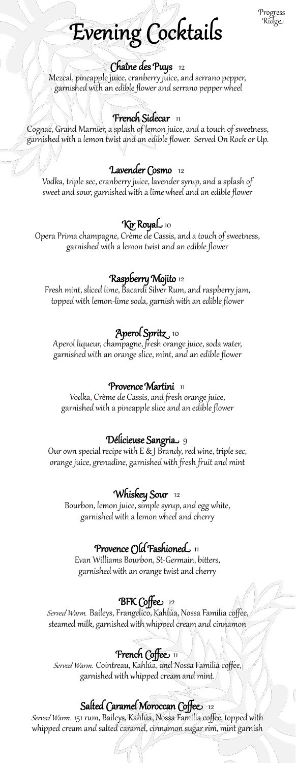Progress Ridge

# Evening Cocktails

### Chaîne des Puys 12

Mezcal, pineapple juice, cranberry juice, and serrano pepper, garnished with an edible flower and serrano pepper wheel

### French Sidecar 11

Cognac, Grand Marnier, a splash of lemon juice, and a touch of sweetness, garnished with a lemon twist and an edible flower. Served On Rock or Up.

### Lavender Cosmo 12

Vodka, triple sec, cranberry juice, lavender syrup, and a splash of sweet and sour, garnished with a lime wheel and an edible flower

### Kir Royal 10

Opera Prima champagne, Crème de Cassis, and a touch of sweetness, garnished with a lemon twist and an edible flower

### Raspberry Mojito 12

Fresh mint, sliced lime, Bacardi Silver Rum, and raspberry jam, topped with lemon-lime soda, garnish with an edible flower

### Aperol Spritz 10

Aperol liqueur, champagne, fresh orange juice, soda water, garnished with an orange slice, mint, and an edible flower

### Provence Martini 11

Vodka, Crème de Cassis, and fresh orange juice, garnished with a pineapple slice and an edible flower

### Délicieuse Sangria 9

Our own special recipe with E & J Brandy, red wine, triple sec, orange juice, grenadine, garnished with fresh fruit and mint

### Whiskey Sour 12

Bourbon, lemon juice, simple syrup, and egg white, garnished with a lemon wheel and cherry

### Provence Old Fashioned 11

Evan Williams Bourbon, St-Germain, bitters, garnished with an orange twist and cherry

### BFK Coffee 12

*Served Warm.* Baileys, Frangelico, Kahlúa, Nossa Familia coffee, steamed milk, garnished with whipped cream and cinnamon

### French Coffee 11

*Served Warm.* Cointreau, Kahlúa, and Nossa Familia coffee, garnished with whipped cream and mint.

### Salted Caramel Moroccan Coffee 12

*Served Warm.* 151 rum, Baileys, Kahlúa, Nossa Familia coffee, topped with whipped cream and salted caramel, cinnamon sugar rim, mint garnish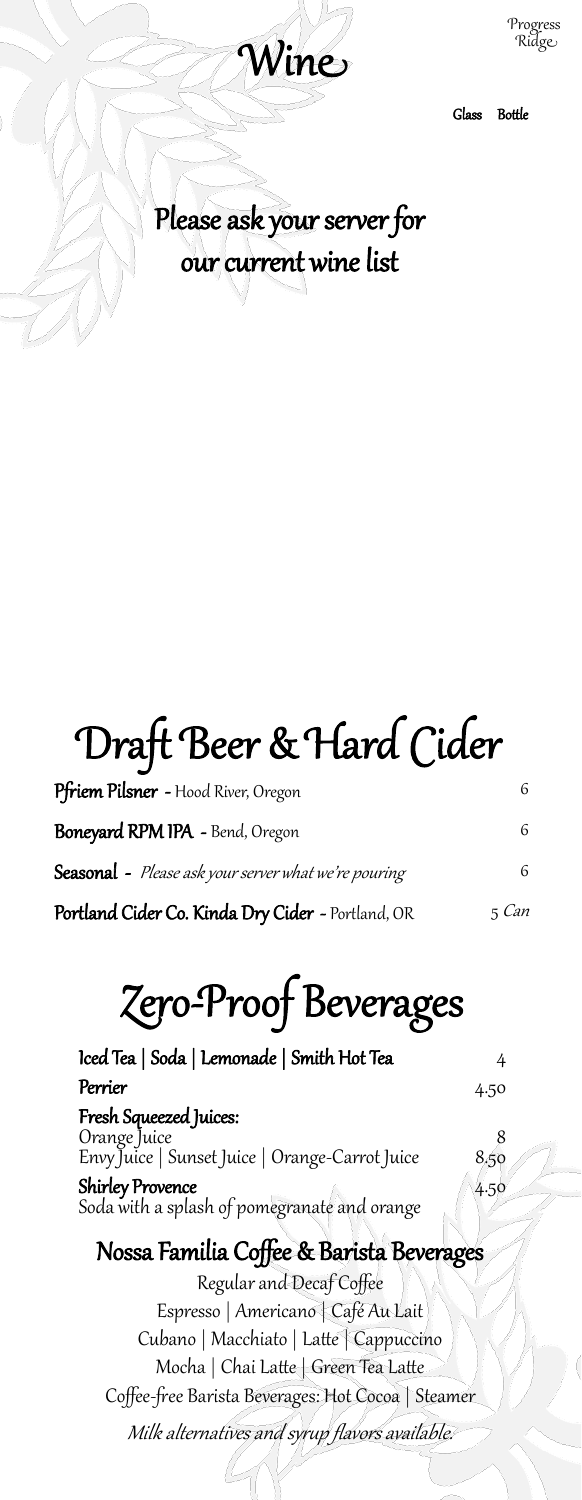Progress Ridge

# Wine

Glass Bottle

## Please ask your server for our current wine list

# Draft Beer & Hard Cider

| | |
|---|---|
| **Pfriem Pilsner** - Hood River, Oregon | 6 |
| **Boneyard RPM IPA** - Bend, Oregon | 6 |
| **Seasonal** - *Please ask your server what we're pouring* | 6 |
| **Portland Cider Co. Kinda Dry Cider** - Portland, OR | 5 *Can* |

# Zero-Proof Beverages

| | |
|---|---|
| **Iced Tea \| Soda \| Lemonade \| Smith Hot Tea** | 4 |
| **Perrier** | 4.50 |
| **Fresh Squeezed Juices:** | |
| Orange Juice | 8 |
| Envy Juice \| Sunset Juice \| Orange-Carrot Juice | 8.50 |
| **Shirley Provence** | 4.50 |
| Soda with a splash of pomegranate and orange | |

## Nossa Familia Coffee & Barista Beverages

Regular and Decaf Coffee

Espresso | Americano | Café Au Lait

Cubano | Macchiato | Latte | Cappuccino

Mocha | Chai Latte | Green Tea Latte

Coffee-free Barista Beverages: Hot Cocoa | Steamer

*Milk alternatives and syrup flavors available.*